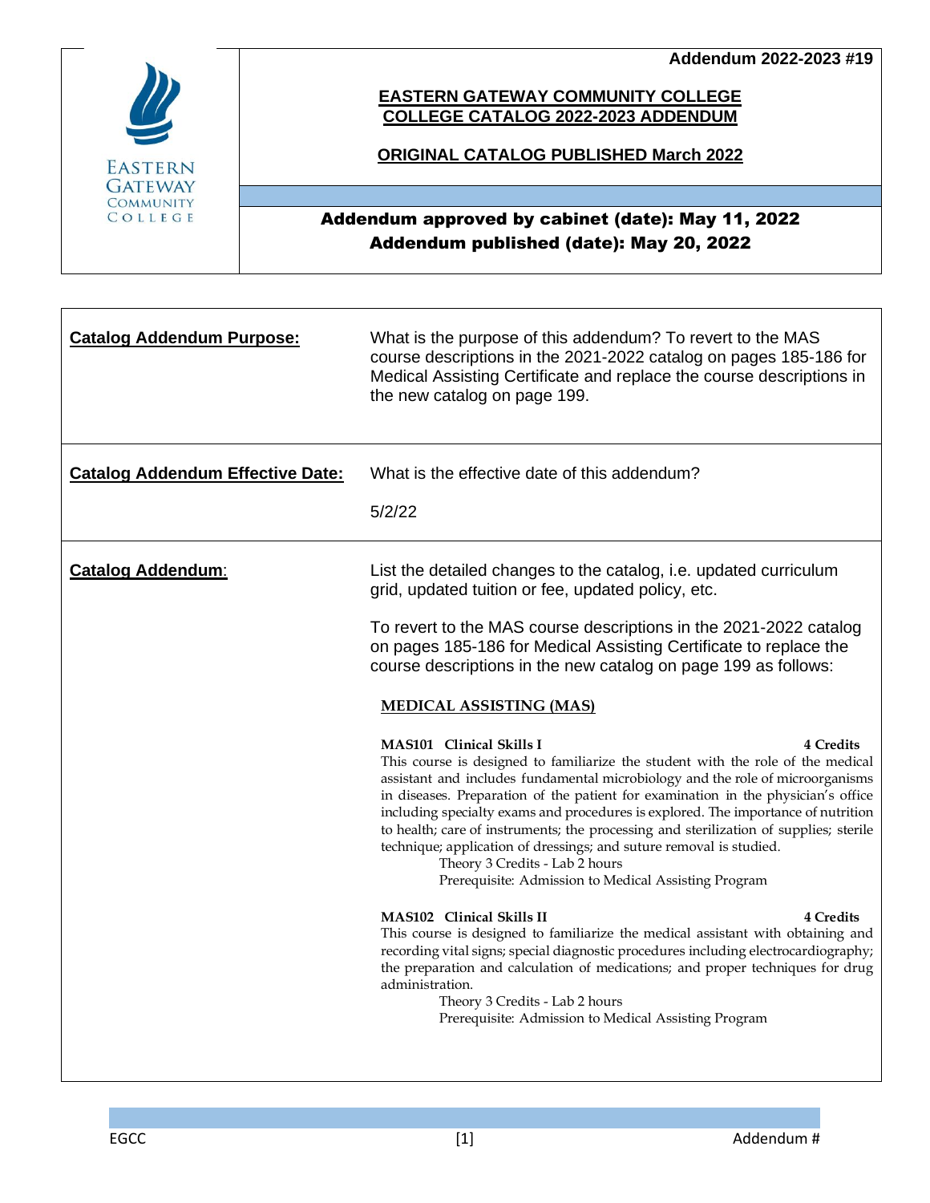Addendum 2022-2023 #19

EASTERN GATEWAY COMMUNITY COLLEGE

# EASTERN GATEWAY COMMUNITY COLLEGE
## COLLEGE CATALOG 2022-2023 ADDENDUM

**ORIGINAL CATALOG PUBLISHED March 2022**

**Addendum approved by cabinet (date): May 11, 2022**
**Addendum published (date): May 20, 2022**

| | |
|---|---|
| **Catalog Addendum Purpose:** | What is the purpose of this addendum? To revert to the MAS course descriptions in the 2021-2022 catalog on pages 185-186 for Medical Assisting Certificate and replace the course descriptions in the new catalog on page 199. |
| **Catalog Addendum Effective Date:** | What is the effective date of this addendum? 5/2/22 |

**Catalog Addendum:**

List the detailed changes to the catalog, i.e. updated curriculum grid, updated tuition or fee, updated policy, etc.

To revert to the MAS course descriptions in the 2021-2022 catalog on pages 185-186 for Medical Assisting Certificate to replace the course descriptions in the new catalog on page 199 as follows:

**MEDICAL ASSISTING (MAS)**

**MAS101 Clinical Skills I** — **4 Credits**
This course is designed to familiarize the student with the role of the medical assistant and includes fundamental microbiology and the role of microorganisms in diseases. Preparation of the patient for examination in the physician's office including specialty exams and procedures is explored. The importance of nutrition to health; care of instruments; the processing and sterilization of supplies; sterile technique; application of dressings; and suture removal is studied.
Theory 3 Credits - Lab 2 hours
Prerequisite: Admission to Medical Assisting Program

**MAS102 Clinical Skills II** — **4 Credits**
This course is designed to familiarize the medical assistant with obtaining and recording vital signs; special diagnostic procedures including electrocardiography; the preparation and calculation of medications; and proper techniques for drug administration.
Theory 3 Credits - Lab 2 hours
Prerequisite: Admission to Medical Assisting Program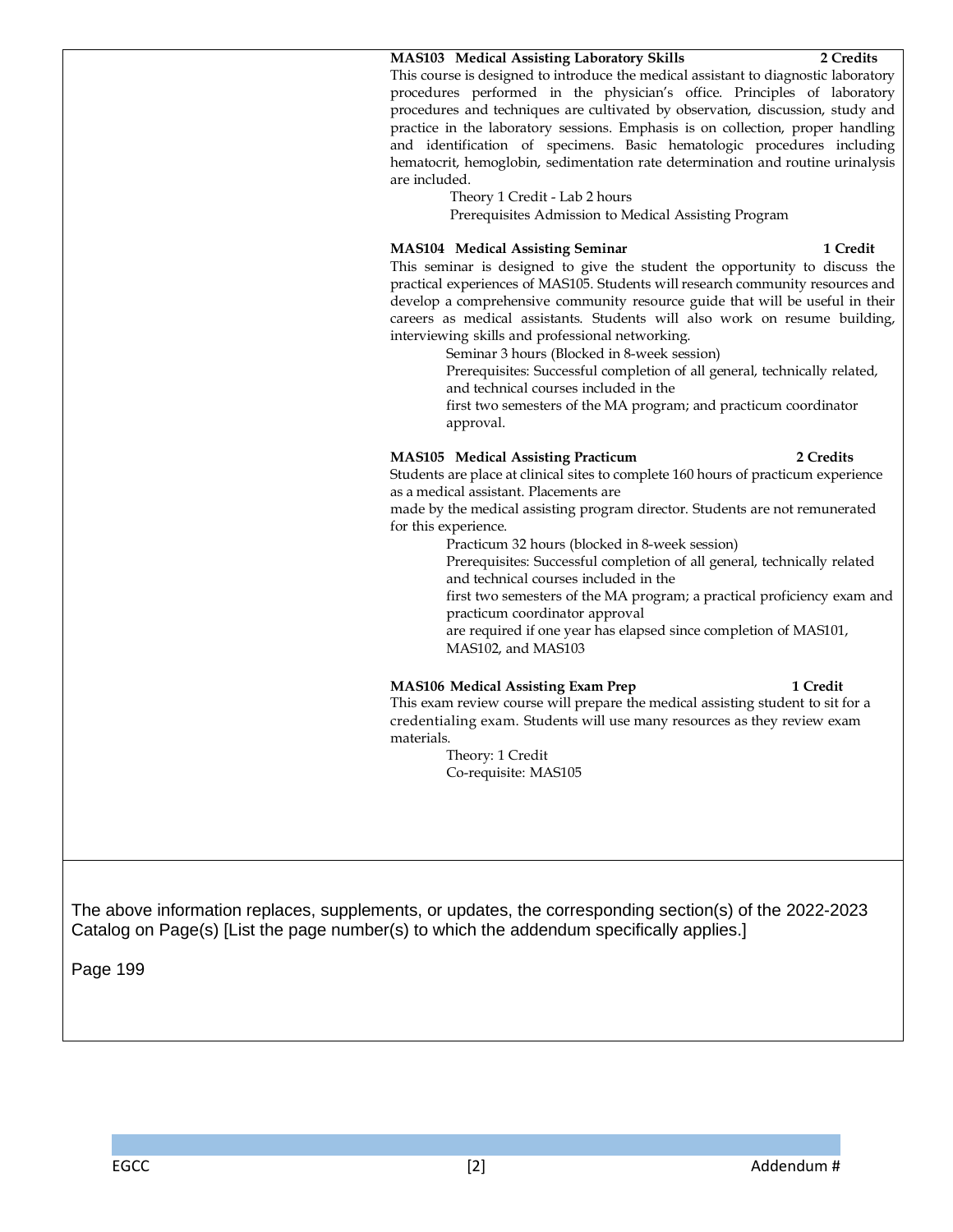**MAS103 Medical Assisting Laboratory Skills** **2 Credits**

This course is designed to introduce the medical assistant to diagnostic laboratory procedures performed in the physician's office. Principles of laboratory procedures and techniques are cultivated by observation, discussion, study and practice in the laboratory sessions. Emphasis is on collection, proper handling and identification of specimens. Basic hematologic procedures including hematocrit, hemoglobin, sedimentation rate determination and routine urinalysis are included.

Theory 1 Credit - Lab 2 hours

Prerequisites Admission to Medical Assisting Program

**MAS104 Medical Assisting Seminar** **1 Credit**

This seminar is designed to give the student the opportunity to discuss the practical experiences of MAS105. Students will research community resources and develop a comprehensive community resource guide that will be useful in their careers as medical assistants. Students will also work on resume building, interviewing skills and professional networking.

Seminar 3 hours (Blocked in 8-week session)

Prerequisites: Successful completion of all general, technically related, and technical courses included in the first two semesters of the MA program; and practicum coordinator approval.

**MAS105 Medical Assisting Practicum** **2 Credits**

Students are place at clinical sites to complete 160 hours of practicum experience as a medical assistant. Placements are made by the medical assisting program director. Students are not remunerated for this experience.

Practicum 32 hours (blocked in 8-week session)

Prerequisites: Successful completion of all general, technically related and technical courses included in the first two semesters of the MA program; a practical proficiency exam and practicum coordinator approval are required if one year has elapsed since completion of MAS101, MAS102, and MAS103

**MAS106 Medical Assisting Exam Prep** **1 Credit**

This exam review course will prepare the medical assisting student to sit for a credentialing exam. Students will use many resources as they review exam materials.

Theory: 1 Credit

Co-requisite: MAS105

The above information replaces, supplements, or updates, the corresponding section(s) of the 2022-2023 Catalog on Page(s) [List the page number(s) to which the addendum specifically applies.]

Page 199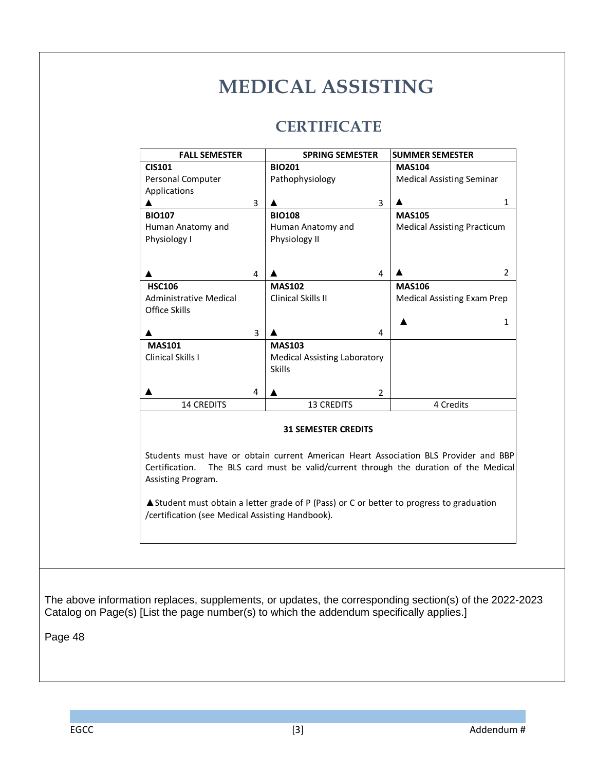# MEDICAL ASSISTING

## CERTIFICATE

| FALL SEMESTER | SPRING SEMESTER | SUMMER SEMESTER |
|---|---|---|
| **CIS101** Personal Computer Applications ▲ 3 | **BIO201** Pathophysiology ▲ 3 | **MAS104** Medical Assisting Seminar ▲ 1 |
| **BIO107** Human Anatomy and Physiology I ▲ 4 | **BIO108** Human Anatomy and Physiology II ▲ 4 | **MAS105** Medical Assisting Practicum ▲ 2 |
| **HSC106** Administrative Medical Office Skills ▲ 3 | **MAS102** Clinical Skills II ▲ 4 | **MAS106** Medical Assisting Exam Prep ▲ 1 |
| **MAS101** Clinical Skills I ▲ 4 | **MAS103** Medical Assisting Laboratory Skills ▲ 2 | |
| 14 CREDITS | 13 CREDITS | 4 Credits |

**31 SEMESTER CREDITS**

Students must have or obtain current American Heart Association BLS Provider and BBP Certification. The BLS card must be valid/current through the duration of the Medical Assisting Program.

▲Student must obtain a letter grade of P (Pass) or C or better to progress to graduation /certification (see Medical Assisting Handbook).

The above information replaces, supplements, or updates, the corresponding section(s) of the 2022-2023 Catalog on Page(s) [List the page number(s) to which the addendum specifically applies.]

Page 48